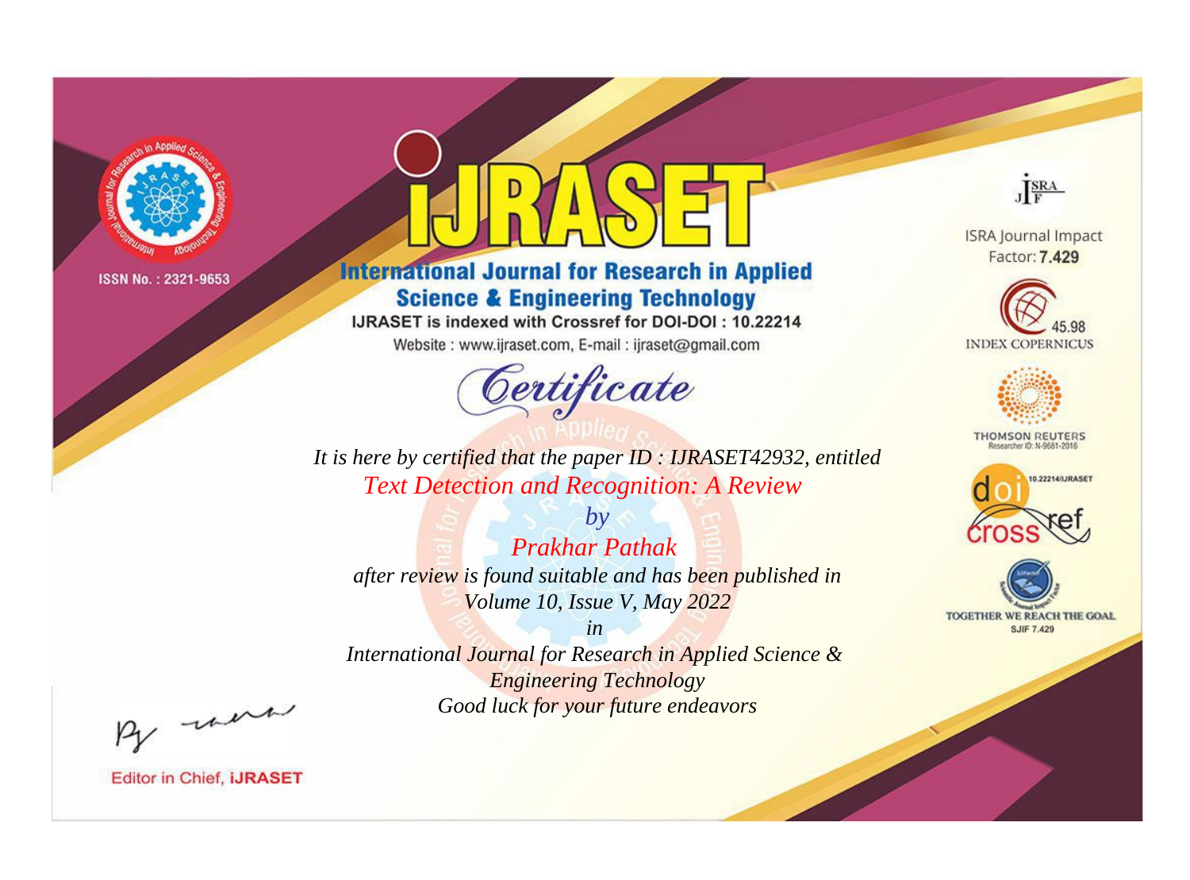ISSN No. : 2321-9653

# IJRASET

**International Journal for Research in Applied Science & Engineering Technology**

IJRASET is indexed with Crossref for DOI-DOI : 10.22214

Website : www.ijraset.com, E-mail : ijraset@gmail.com

## Certificate

*It is here by certified that the paper ID : IJRASET42932, entitled*

*Text Detection and Recognition: A Review*

*by*

*Prakhar Pathak*

*after review is found suitable and has been published in*

*Volume 10, Issue V, May 2022*

*in*

*International Journal for Research in Applied Science & Engineering Technology*

*Good luck for your future endeavors*

ISRA Journal Impact Factor: **7.429**

45.98 INDEX COPERNICUS

THOMSON REUTERS Researcher ID: N-9681-2016

10.22214/IJRASET

TOGETHER WE REACH THE GOAL SJIF 7.429

Editor in Chief, **IJRASET**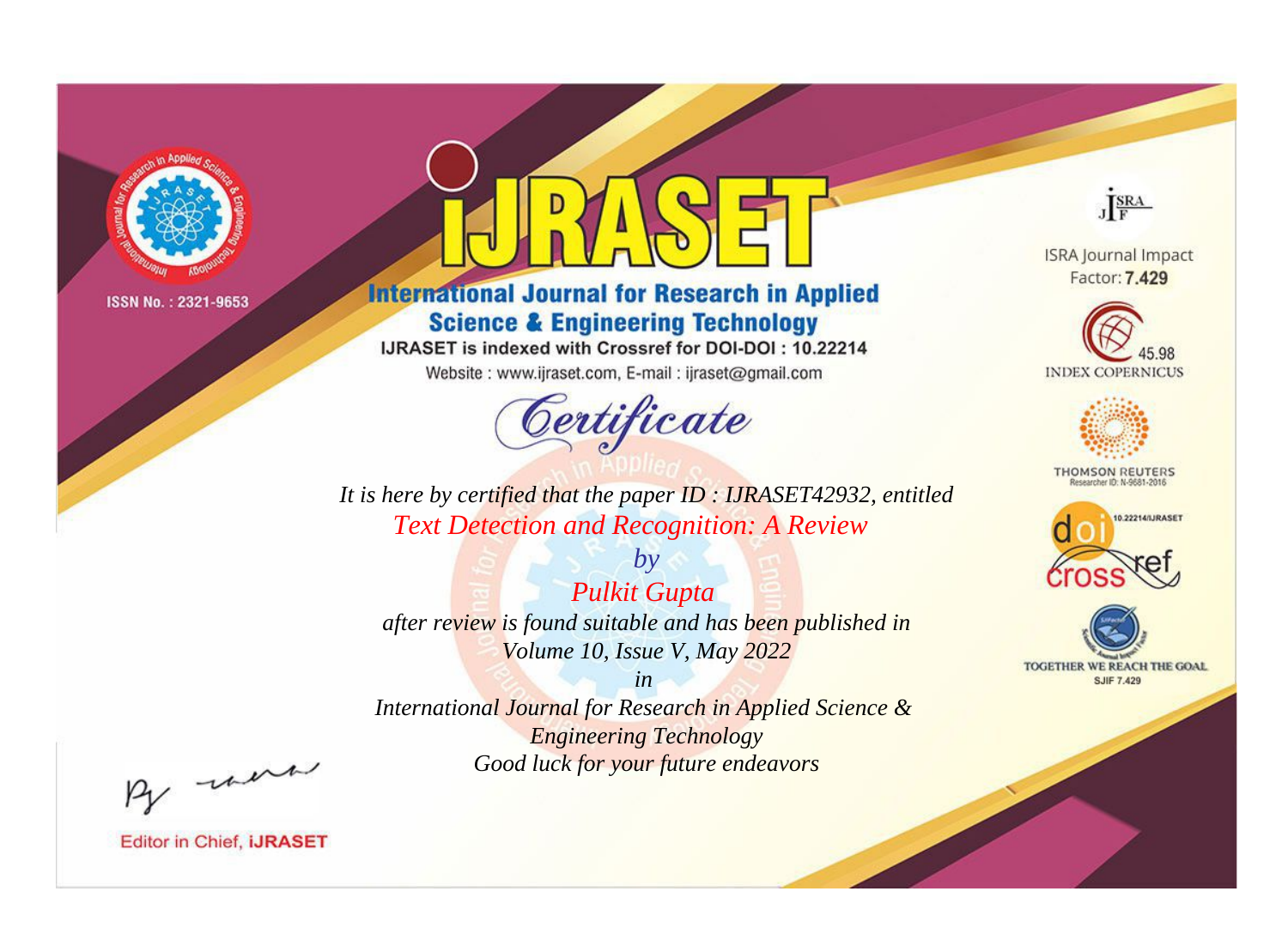ISSN No. : 2321-9653

# iJRASET

## International Journal for Research in Applied Science & Engineering Technology

IJRASET is indexed with Crossref for DOI-DOI : 10.22214

Website : www.ijraset.com, E-mail : ijraset@gmail.com

*Certificate*

*It is here by certified that the paper ID : IJRASET42932, entitled*

*Text Detection and Recognition: A Review*

*by*

*Pulkit Gupta*

*after review is found suitable and has been published in*

*Volume 10, Issue V, May 2022*

*in*

*International Journal for Research in Applied Science & Engineering Technology*

*Good luck for your future endeavors*

ISRA Journal Impact Factor: **7.429**

45.98 INDEX COPERNICUS

THOMSON REUTERS Researcher ID: N-9681-2016

10.22214/IJRASET

TOGETHER WE REACH THE GOAL SJIF 7.429

Editor in Chief, **iJRASET**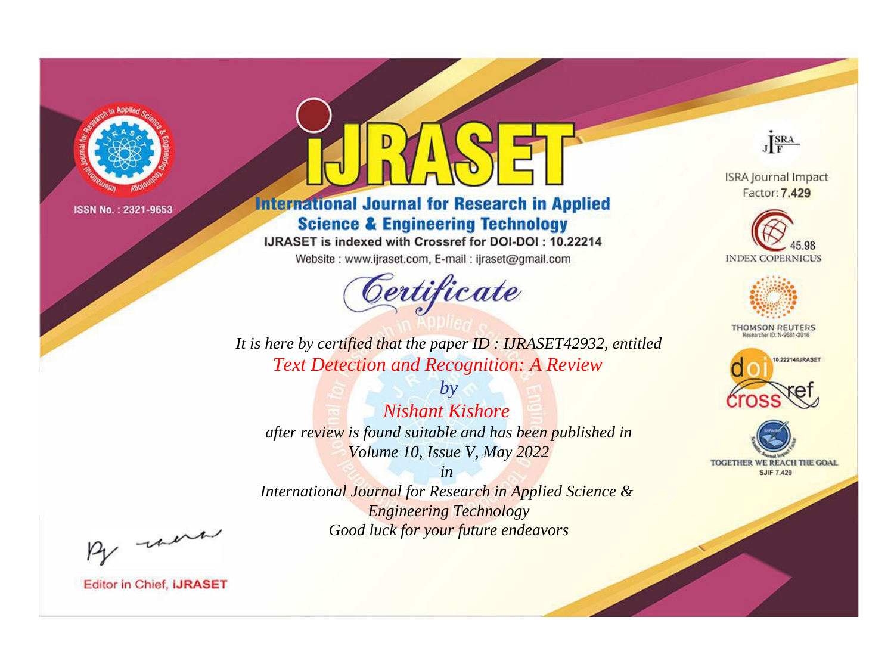ISSN No. : 2321-9653

# iJRASET

## International Journal for Research in Applied Science & Engineering Technology

IJRASET is indexed with Crossref for DOI-DOI : 10.22214

Website : www.ijraset.com, E-mail : ijraset@gmail.com

*Certificate*

*It is here by certified that the paper ID : IJRASET42932, entitled*

*Text Detection and Recognition: A Review*

*by*

*Nishant Kishore*

*after review is found suitable and has been published in*

*Volume 10, Issue V, May 2022*

*in*

*International Journal for Research in Applied Science & Engineering Technology*

*Good luck for your future endeavors*

ISRA Journal Impact Factor: **7.429**

45.98 INDEX COPERNICUS

THOMSON REUTERS Researcher ID: N-9681-2016

10.22214/IJRASET

TOGETHER WE REACH THE GOAL SJIF 7.429

Editor in Chief, **iJRASET**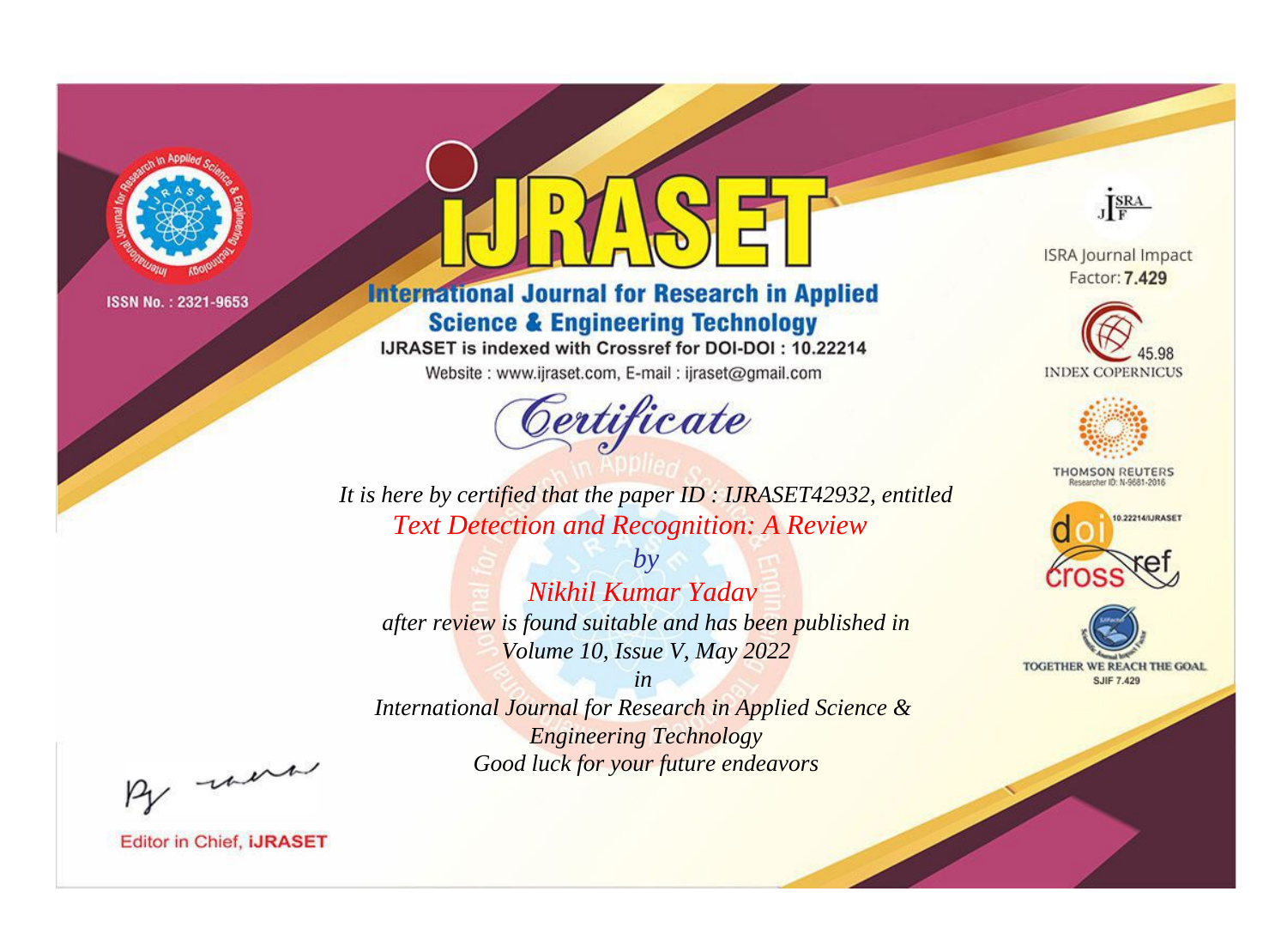ISSN No. : 2321-9653

# iJRASET

## International Journal for Research in Applied Science & Engineering Technology

IJRASET is indexed with Crossref for DOI-DOI : 10.22214

Website : www.ijraset.com, E-mail : ijraset@gmail.com

# Certificate

*It is here by certified that the paper ID : IJRASET42932, entitled*

*Text Detection and Recognition: A Review*

*by*

*Nikhil Kumar Yadav*

*after review is found suitable and has been published in*

*Volume 10, Issue V, May 2022*

*in*

*International Journal for Research in Applied Science & Engineering Technology*

*Good luck for your future endeavors*

ISRA Journal Impact Factor: **7.429**

45.98 INDEX COPERNICUS

THOMSON REUTERS Researcher ID: N-9681-2016

10.22214/IJRASET

TOGETHER WE REACH THE GOAL SJIF 7.429

Editor in Chief, **iJRASET**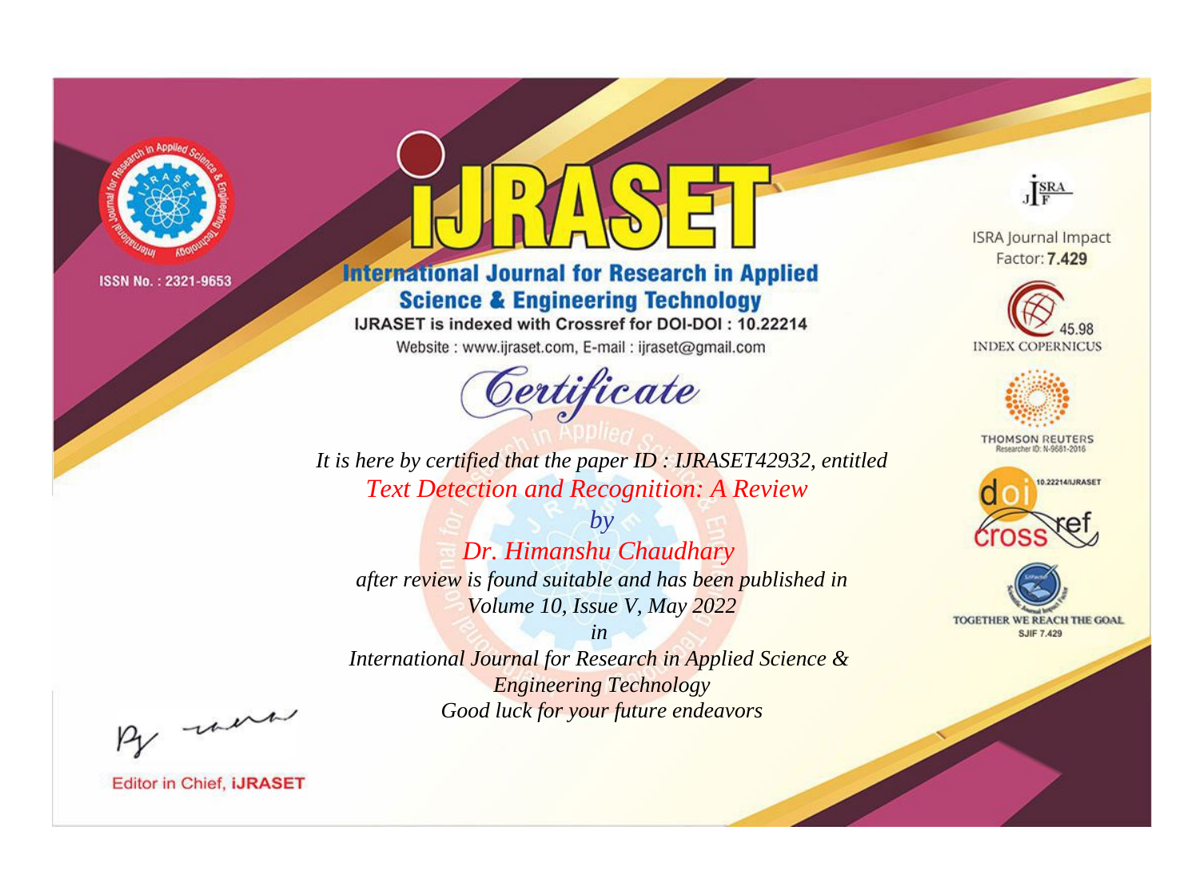ISSN No. : 2321-9653

# iJRASET

## International Journal for Research in Applied Science & Engineering Technology

IJRASET is indexed with Crossref for DOI-DOI : 10.22214

Website : www.ijraset.com, E-mail : ijraset@gmail.com

ISRA Journal Impact Factor: **7.429**

45.98 INDEX COPERNICUS

THOMSON REUTERS Researcher ID: N-9681-2016

10.22214/IJRASET

TOGETHER WE REACH THE GOAL SJIF 7.429

*Certificate*

*It is here by certified that the paper ID : IJRASET42932, entitled*

*Text Detection and Recognition: A Review*

*by*

*Dr. Himanshu Chaudhary*

*after review is found suitable and has been published in*

*Volume 10, Issue V, May 2022*

*in*

*International Journal for Research in Applied Science & Engineering Technology*

*Good luck for your future endeavors*

Editor in Chief, **iJRASET**